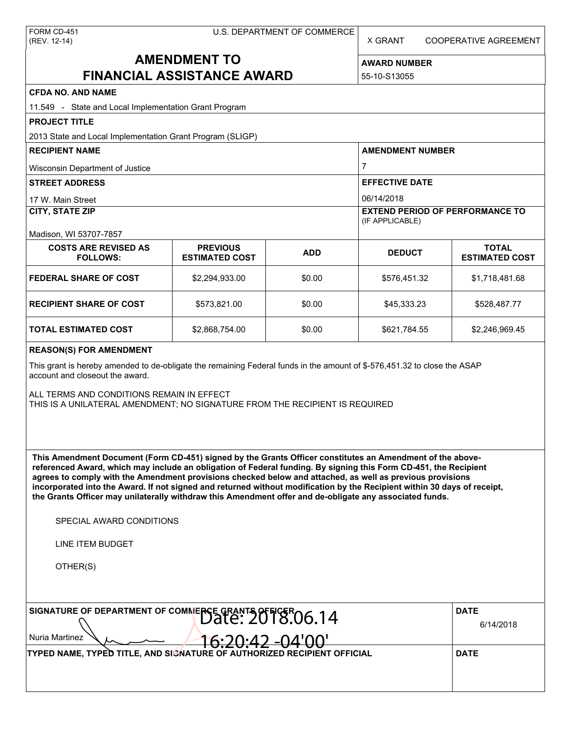FORM CD-451
(REV. 12-14)

U.S. DEPARTMENT OF COMMERCE

X GRANT    COOPERATIVE AGREEMENT

# AMENDMENT TO FINANCIAL ASSISTANCE AWARD

**AWARD NUMBER**
55-10-S13055

**CFDA NO. AND NAME**
11.549 - State and Local Implementation Grant Program

**PROJECT TITLE**
2013 State and Local Implementation Grant Program (SLIGP)

**RECIPIENT NAME**
Wisconsin Department of Justice

**AMENDMENT NUMBER**
7

**STREET ADDRESS**
17 W. Main Street

**EFFECTIVE DATE**
06/14/2018

**CITY, STATE ZIP**
Madison, WI 53707-7857

**EXTEND PERIOD OF PERFORMANCE TO** (IF APPLICABLE)

| COSTS ARE REVISED AS FOLLOWS: | PREVIOUS ESTIMATED COST | ADD | DEDUCT | TOTAL ESTIMATED COST |
|---|---|---|---|---|
| FEDERAL SHARE OF COST | $2,294,933.00 | $0.00 | $576,451.32 | $1,718,481.68 |
| RECIPIENT SHARE OF COST | $573,821.00 | $0.00 | $45,333.23 | $528,487.77 |
| TOTAL ESTIMATED COST | $2,868,754.00 | $0.00 | $621,784.55 | $2,246,969.45 |

**REASON(S) FOR AMENDMENT**

This grant is hereby amended to de-obligate the remaining Federal funds in the amount of $-576,451.32 to close the ASAP account and closeout the award.

ALL TERMS AND CONDITIONS REMAIN IN EFFECT
THIS IS A UNILATERAL AMENDMENT; NO SIGNATURE FROM THE RECIPIENT IS REQUIRED

**This Amendment Document (Form CD-451) signed by the Grants Officer constitutes an Amendment of the above-referenced Award, which may include an obligation of Federal funding. By signing this Form CD-451, the Recipient agrees to comply with the Amendment provisions checked below and attached, as well as previous provisions incorporated into the Award. If not signed and returned without modification by the Recipient within 30 days of receipt, the Grants Officer may unilaterally withdraw this Amendment offer and de-obligate any associated funds.**

SPECIAL AWARD CONDITIONS

LINE ITEM BUDGET

OTHER(S)

**SIGNATURE OF DEPARTMENT OF COMMERCE GRANTS OFFICER**
Nuria Martinez
Date: 2018.06.14 16:20:42 -04'00'

**DATE**
6/14/2018

**TYPED NAME, TYPED TITLE, AND SIGNATURE OF AUTHORIZED RECIPIENT OFFICIAL**

**DATE**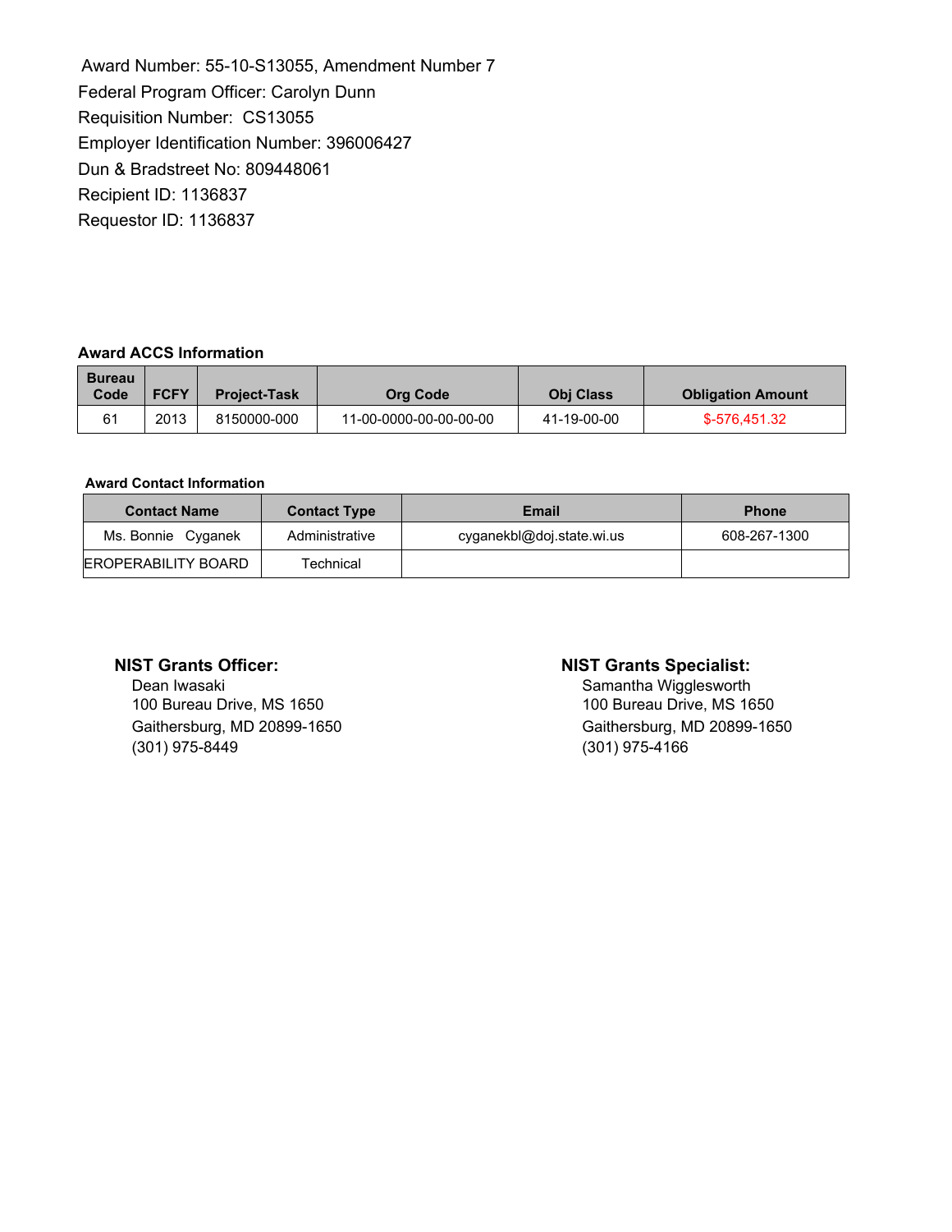Award Number: 55-10-S13055, Amendment Number 7
Federal Program Officer: Carolyn Dunn
Requisition Number: CS13055
Employer Identification Number: 396006427
Dun & Bradstreet No: 809448061
Recipient ID: 1136837
Requestor ID: 1136837

**Award ACCS Information**

| Bureau Code | FCFY | Project-Task | Org Code | Obj Class | Obligation Amount |
|---|---|---|---|---|---|
| 61 | 2013 | 8150000-000 | 11-00-0000-00-00-00-00 | 41-19-00-00 | $-576,451.32 |

**Award Contact Information**

| Contact Name | Contact Type | Email | Phone |
|---|---|---|---|
| Ms. Bonnie Cyganek | Administrative | cyganekbl@doj.state.wi.us | 608-267-1300 |
| EROPERABILITY BOARD | Technical | | |

**NIST Grants Officer:**
Dean Iwasaki
100 Bureau Drive, MS 1650
Gaithersburg, MD 20899-1650
(301) 975-8449

**NIST Grants Specialist:**
Samantha Wigglesworth
100 Bureau Drive, MS 1650
Gaithersburg, MD 20899-1650
(301) 975-4166